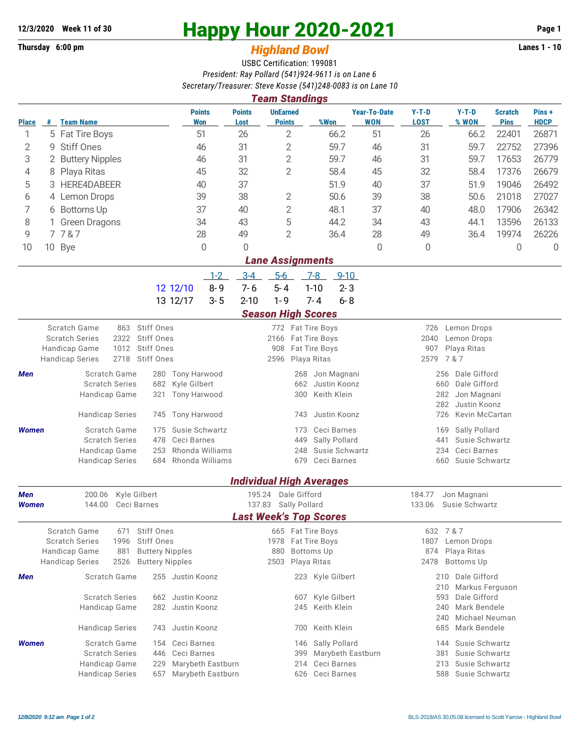12/3/2020 Week 11 of 30

# Happy Hour 2020-2021

Thursday 6:00 pm

## *Highland Bowl*

Lanes 1 - 10

USBC Certification: 199081

*President: Ray Pollard (541)924-9611 is on Lane 6*

*Secretary/Treasurer: Steve Kosse (541)248-0083 is on Lane 10*

### *Team Standings*

| Place | # | Team Name | Points Won | Points Lost | UnEarned Points | %Won | Year-To-Date WON | Y-T-D LOST | Y-T-D % WON | Scratch Pins | Pins + HDCP |
|---|---|---|---|---|---|---|---|---|---|---|---|
| 1 | 5 | Fat Tire Boys | 51 | 26 | 2 | 66.2 | 51 | 26 | 66.2 | 22401 | 26871 |
| 2 | 9 | Stiff Ones | 46 | 31 | 2 | 59.7 | 46 | 31 | 59.7 | 22752 | 27396 |
| 3 | 2 | Buttery Nipples | 46 | 31 | 2 | 59.7 | 46 | 31 | 59.7 | 17653 | 26779 |
| 4 | 8 | Playa Ritas | 45 | 32 | 2 | 58.4 | 45 | 32 | 58.4 | 17376 | 26679 |
| 5 | 3 | HERE4DABEER | 40 | 37 | | 51.9 | 40 | 37 | 51.9 | 19046 | 26492 |
| 6 | 4 | Lemon Drops | 39 | 38 | 2 | 50.6 | 39 | 38 | 50.6 | 21018 | 27027 |
| 7 | 6 | Bottoms Up | 37 | 40 | 2 | 48.1 | 37 | 40 | 48.0 | 17906 | 26342 |
| 8 | 1 | Green Dragons | 34 | 43 | 5 | 44.2 | 34 | 43 | 44.1 | 13596 | 26133 |
| 9 | 7 | 7 & 7 | 28 | 49 | 2 | 36.4 | 28 | 49 | 36.4 | 19974 | 26226 |
| 10 | 10 | Bye | 0 | 0 | | | 0 | 0 | | 0 | 0 |

### *Lane Assignments*

| | | 1-2 | 3-4 | 5-6 | 7-8 | 9-10 |
|---|---|---|---|---|---|---|
| 12 | 12/10 | 8- 9 | 7- 6 | 5- 4 | 1-10 | 2- 3 |
| 13 | 12/17 | 3- 5 | 2-10 | 1- 9 | 7- 4 | 6- 8 |

### *Season High Scores*

| | | | | | | |
|---|---|---|---|---|---|---|
| Scratch Game | 863 | Stiff Ones | 772 | Fat Tire Boys | 726 | Lemon Drops |
| Scratch Series | 2322 | Stiff Ones | 2166 | Fat Tire Boys | 2040 | Lemon Drops |
| Handicap Game | 1012 | Stiff Ones | 908 | Fat Tire Boys | 907 | Playa Ritas |
| Handicap Series | 2718 | Stiff Ones | 2596 | Playa Ritas | 2579 | 7 & 7 |

| | | | | | | | |
|---|---|---|---|---|---|---|---|
| ***Men*** | Scratch Game | 280 | Tony Harwood | 268 | Jon Magnani | 256 | Dale Gifford |
| | Scratch Series | 682 | Kyle Gilbert | 662 | Justin Koonz | 660 | Dale Gifford |
| | Handicap Game | 321 | Tony Harwood | 300 | Keith Klein | 282 | Jon Magnani |
| | | | | | | 282 | Justin Koonz |
| | Handicap Series | 745 | Tony Harwood | 743 | Justin Koonz | 726 | Kevin McCartan |
| ***Women*** | Scratch Game | 175 | Susie Schwartz | 173 | Ceci Barnes | 169 | Sally Pollard |
| | Scratch Series | 478 | Ceci Barnes | 449 | Sally Pollard | 441 | Susie Schwartz |
| | Handicap Game | 253 | Rhonda Williams | 248 | Susie Schwartz | 234 | Ceci Barnes |
| | Handicap Series | 684 | Rhonda Williams | 679 | Ceci Barnes | 660 | Susie Schwartz |

### *Individual High Averages*

| | | | | | | |
|---|---|---|---|---|---|---|
| ***Men*** | 200.06 | Kyle Gilbert | 195.24 | Dale Gifford | 184.77 | Jon Magnani |
| ***Women*** | 144.00 | Ceci Barnes | 137.83 | Sally Pollard | 133.06 | Susie Schwartz |

### *Last Week's Top Scores*

| | | | | | | |
|---|---|---|---|---|---|---|
| Scratch Game | 671 | Stiff Ones | 665 | Fat Tire Boys | 632 | 7 & 7 |
| Scratch Series | 1996 | Stiff Ones | 1978 | Fat Tire Boys | 1807 | Lemon Drops |
| Handicap Game | 881 | Buttery Nipples | 880 | Bottoms Up | 874 | Playa Ritas |
| Handicap Series | 2526 | Buttery Nipples | 2503 | Playa Ritas | 2478 | Bottoms Up |

| | | | | | | | |
|---|---|---|---|---|---|---|---|
| ***Men*** | Scratch Game | 255 | Justin Koonz | 223 | Kyle Gilbert | 210 | Dale Gifford |
| | | | | | | 210 | Markus Ferguson |
| | Scratch Series | 662 | Justin Koonz | 607 | Kyle Gilbert | 593 | Dale Gifford |
| | Handicap Game | 282 | Justin Koonz | 245 | Keith Klein | 240 | Mark Bendele |
| | | | | | | 240 | Michael Neuman |
| | Handicap Series | 743 | Justin Koonz | 700 | Keith Klein | 685 | Mark Bendele |
| ***Women*** | Scratch Game | 154 | Ceci Barnes | 146 | Sally Pollard | 144 | Susie Schwartz |
| | Scratch Series | 446 | Ceci Barnes | 399 | Marybeth Eastburn | 381 | Susie Schwartz |
| | Handicap Game | 229 | Marybeth Eastburn | 214 | Ceci Barnes | 213 | Susie Schwartz |
| | Handicap Series | 657 | Marybeth Eastburn | 626 | Ceci Barnes | 588 | Susie Schwartz |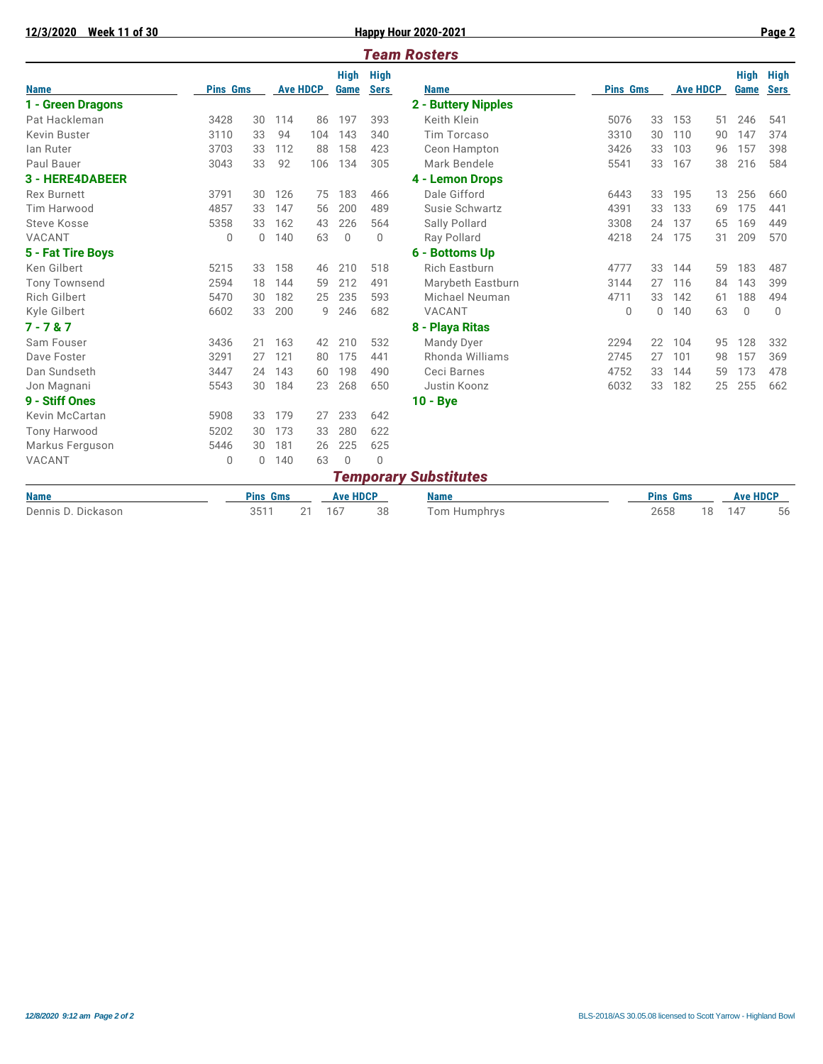## Team Rosters

| Name | Pins | Gms | Ave | HDCP | High Game | High Sers |
|---|---|---|---|---|---|---|
| **1 - Green Dragons** | | | | | | |
| Pat Hackleman | 3428 | 30 | 114 | 86 | 197 | 393 |
| Kevin Buster | 3110 | 33 | 94 | 104 | 143 | 340 |
| Ian Ruter | 3703 | 33 | 112 | 88 | 158 | 423 |
| Paul Bauer | 3043 | 33 | 92 | 106 | 134 | 305 |
| **3 - HERE4DABEER** | | | | | | |
| Rex Burnett | 3791 | 30 | 126 | 75 | 183 | 466 |
| Tim Harwood | 4857 | 33 | 147 | 56 | 200 | 489 |
| Steve Kosse | 5358 | 33 | 162 | 43 | 226 | 564 |
| VACANT | 0 | 0 | 140 | 63 | 0 | 0 |
| **5 - Fat Tire Boys** | | | | | | |
| Ken Gilbert | 5215 | 33 | 158 | 46 | 210 | 518 |
| Tony Townsend | 2594 | 18 | 144 | 59 | 212 | 491 |
| Rich Gilbert | 5470 | 30 | 182 | 25 | 235 | 593 |
| Kyle Gilbert | 6602 | 33 | 200 | 9 | 246 | 682 |
| **7 - 7 & 7** | | | | | | |
| Sam Fouser | 3436 | 21 | 163 | 42 | 210 | 532 |
| Dave Foster | 3291 | 27 | 121 | 80 | 175 | 441 |
| Dan Sundseth | 3447 | 24 | 143 | 60 | 198 | 490 |
| Jon Magnani | 5543 | 30 | 184 | 23 | 268 | 650 |
| **9 - Stiff Ones** | | | | | | |
| Kevin McCartan | 5908 | 33 | 179 | 27 | 233 | 642 |
| Tony Harwood | 5202 | 30 | 173 | 33 | 280 | 622 |
| Markus Ferguson | 5446 | 30 | 181 | 26 | 225 | 625 |
| VACANT | 0 | 0 | 140 | 63 | 0 | 0 |

| Name | Pins | Gms | Ave | HDCP | High Game | High Sers |
|---|---|---|---|---|---|---|
| **2 - Buttery Nipples** | | | | | | |
| Keith Klein | 5076 | 33 | 153 | 51 | 246 | 541 |
| Tim Torcaso | 3310 | 30 | 110 | 90 | 147 | 374 |
| Ceon Hampton | 3426 | 33 | 103 | 96 | 157 | 398 |
| Mark Bendele | 5541 | 33 | 167 | 38 | 216 | 584 |
| **4 - Lemon Drops** | | | | | | |
| Dale Gifford | 6443 | 33 | 195 | 13 | 256 | 660 |
| Susie Schwartz | 4391 | 33 | 133 | 69 | 175 | 441 |
| Sally Pollard | 3308 | 24 | 137 | 65 | 169 | 449 |
| Ray Pollard | 4218 | 24 | 175 | 31 | 209 | 570 |
| **6 - Bottoms Up** | | | | | | |
| Rich Eastburn | 4777 | 33 | 144 | 59 | 183 | 487 |
| Marybeth Eastburn | 3144 | 27 | 116 | 84 | 143 | 399 |
| Michael Neuman | 4711 | 33 | 142 | 61 | 188 | 494 |
| VACANT | 0 | 0 | 140 | 63 | 0 | 0 |
| **8 - Playa Ritas** | | | | | | |
| Mandy Dyer | 2294 | 22 | 104 | 95 | 128 | 332 |
| Rhonda Williams | 2745 | 27 | 101 | 98 | 157 | 369 |
| Ceci Barnes | 4752 | 33 | 144 | 59 | 173 | 478 |
| Justin Koonz | 6032 | 33 | 182 | 25 | 255 | 662 |
| **10 - Bye** | | | | | | |

## Temporary Substitutes

| Name | Pins | Gms | Ave | HDCP |
|---|---|---|---|---|
| Dennis D. Dickason | 3511 | 21 | 167 | 38 |
| Tom Humphrys | 2658 | 18 | 147 | 56 |